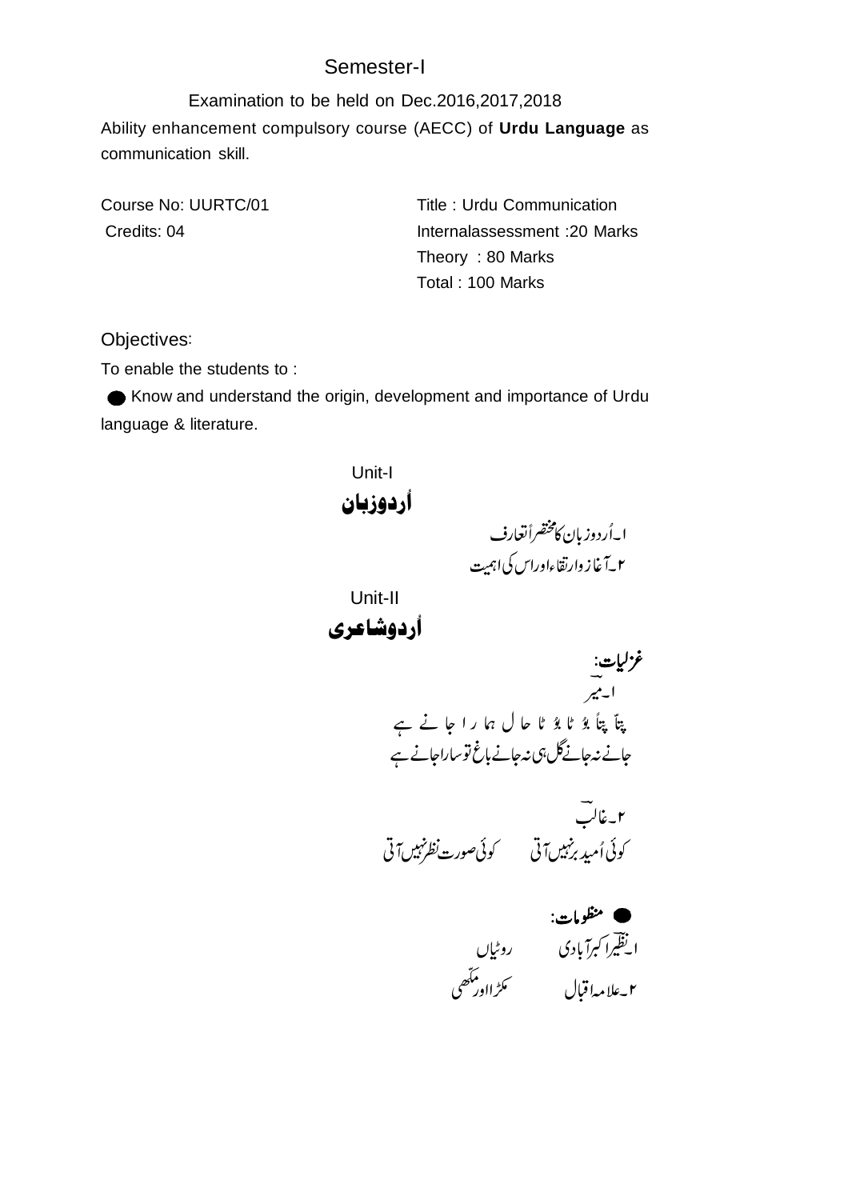## Semester-I

Examination to be held on Dec.2016,2017,2018

Ability enhancement compulsory course (AECC) of **Urdu Language** as communication skill.

Course No: UURTC/01

Credits: 04

Title : Urdu Communication

Internalassessment :20 Marks

Theory : 80 Marks

Total : 100 Marks

Objectives:

To enable the students to :

- Know and understand the origin, development and importance of Urdu language & literature.

### Unit-I

### اُردوزبان

۱۔اُردوزبان کامختصراُتعارف

۲۔آغازوارتقاءاوراس کی اہمیت

### Unit-II

### اُردوشاعری

**غزلیات:**

۱۔میرؔ

پتّا پتّا بوٗ ٹا بوٗ ٹا حا ل ہما را جا نے ہے

جانے نہ جانے گل ہی نہ جانے باغ توساراجانے ہے

۲۔غالبؔ

کوئی اُمید برنہیں آتی　　　کوئی صورت نظرنہیں آتی

- **منظومات:**

۱۔نظیراکبرآبادی　　　روٹیاں

۲۔علامہ اقبال　　　مکڑااورمکّھی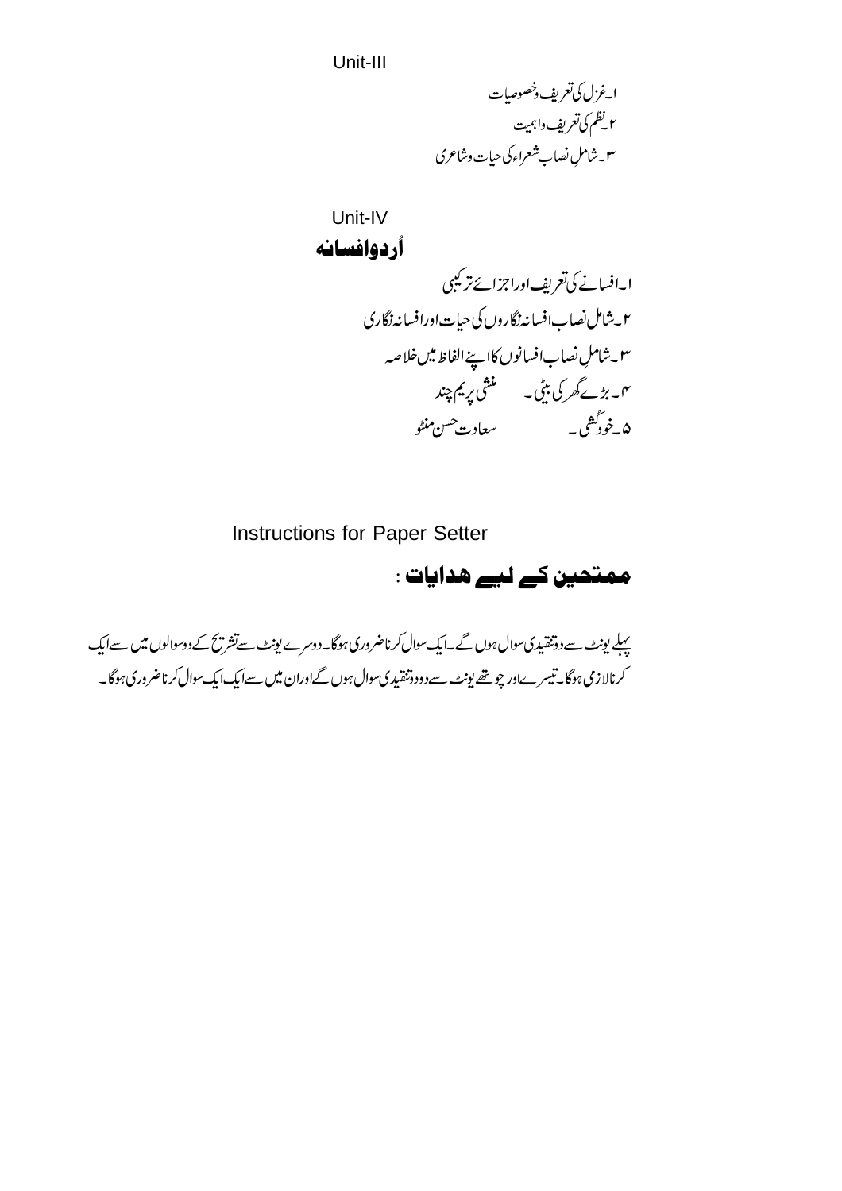## Unit-III

۱۔غزل کی تعریف وخصوصیات
۲۔نظم کی تعریف واہمیت
۳۔شاملِ نصاب شعراء کی حیات وشاعری

## Unit-IV

### اُردوافسانہ

۱۔افسانے کی تعریف اوراجزائے ترکیبی
۲۔شامل نصاب افسانہ نگاروں کی حیات اورافسانہ نگاری
۳۔شاملِ نصاب افسانوں کا اپنے الفاظ میں خلاصہ
۴۔بڑے گھر کی بیٹی ۔ منشی پریم چند
۵۔خودکُشی ۔ سعادت حسن منٹو

## Instructions for Paper Setter

### ممتحین کے لیے ھدایات :

پہلے یونٹ سے دوتنقیدی سوال ہوں گے۔ایک سوال کرناضروری ہوگا۔دوسرے یونٹ سے تشریح کے دوسوالوں میں سے ایک کرنالازمی ہوگا۔تیسرے اور چوتھے یونٹ سے دودوتنقیدی سوال ہوں گےاوران میں سے ایک ایک سوال کرناضروری ہوگا۔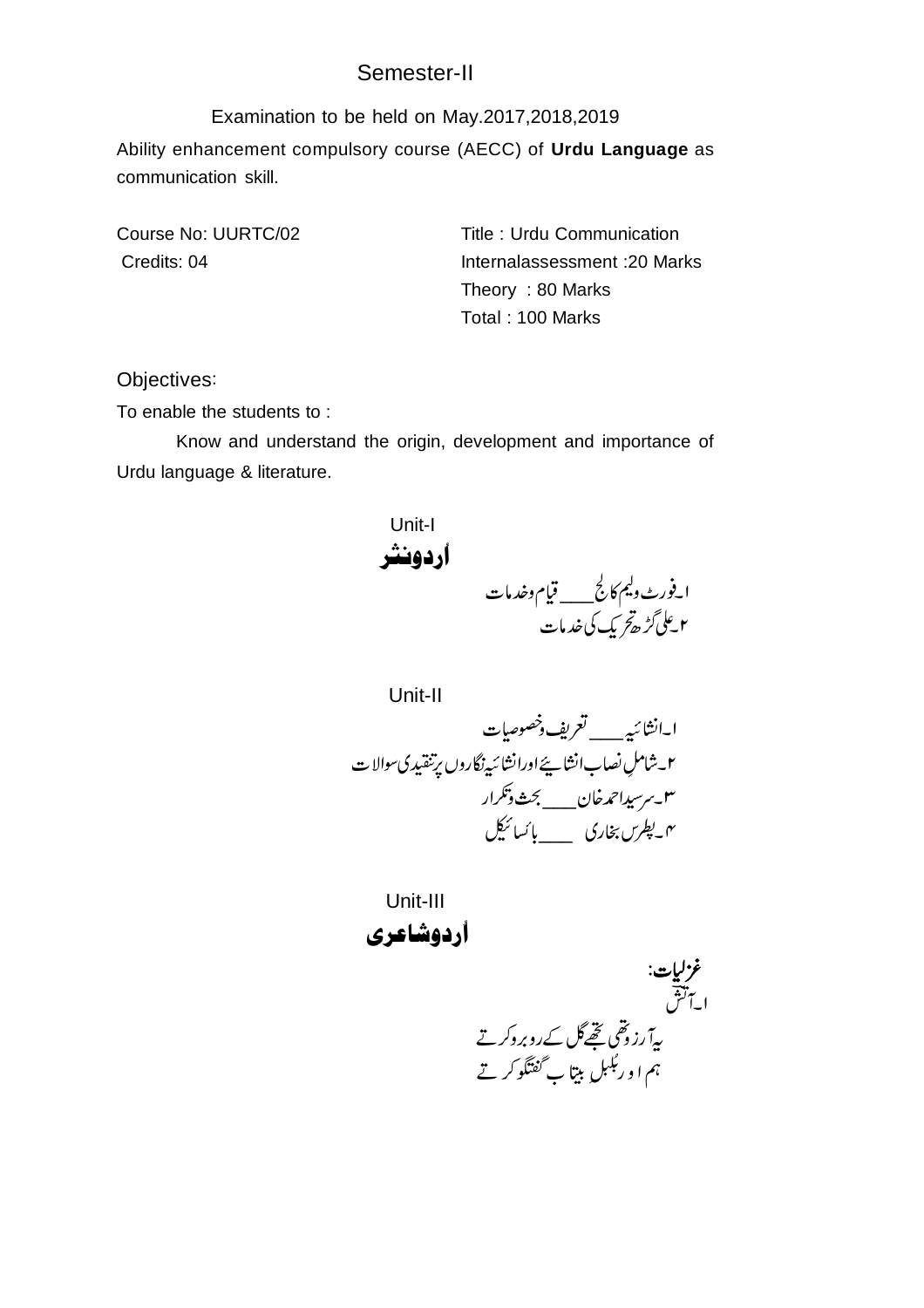## Semester-II

Examination to be held on May.2017,2018,2019

Ability enhancement compulsory course (AECC) of **Urdu Language** as communication skill.

Course No: UURTC/02

Credits: 04

Title : Urdu Communication

Internalassessment :20 Marks

Theory : 80 Marks

Total : 100 Marks

Objectives:

To enable the students to :

Know and understand the origin, development and importance of Urdu language & literature.

### Unit-I

**اُردونثر**

۱۔فورٹ ولیم کالج ___ قیام وخدمات

۲۔علی گڑھ تحریک کی خدمات

### Unit-II

۱۔انشائیہ ___ تعریف وخصوصیات

۲۔شاملِ نصاب انشائیے اور انشائیہ نگاروں پر تنقیدی سوالات

۳۔سرسید احمد خان ___ بحث وتکرار

۴۔پطرس بخاری ___ بائسائیکل

### Unit-III

**اُردوشاعری**

**غزلیات:**

۱۔آتش

یہ آرزو تھی تجھے گل کے روبرو کرتے

ہم اور بلبلِ بیتاب گفتگو کرتے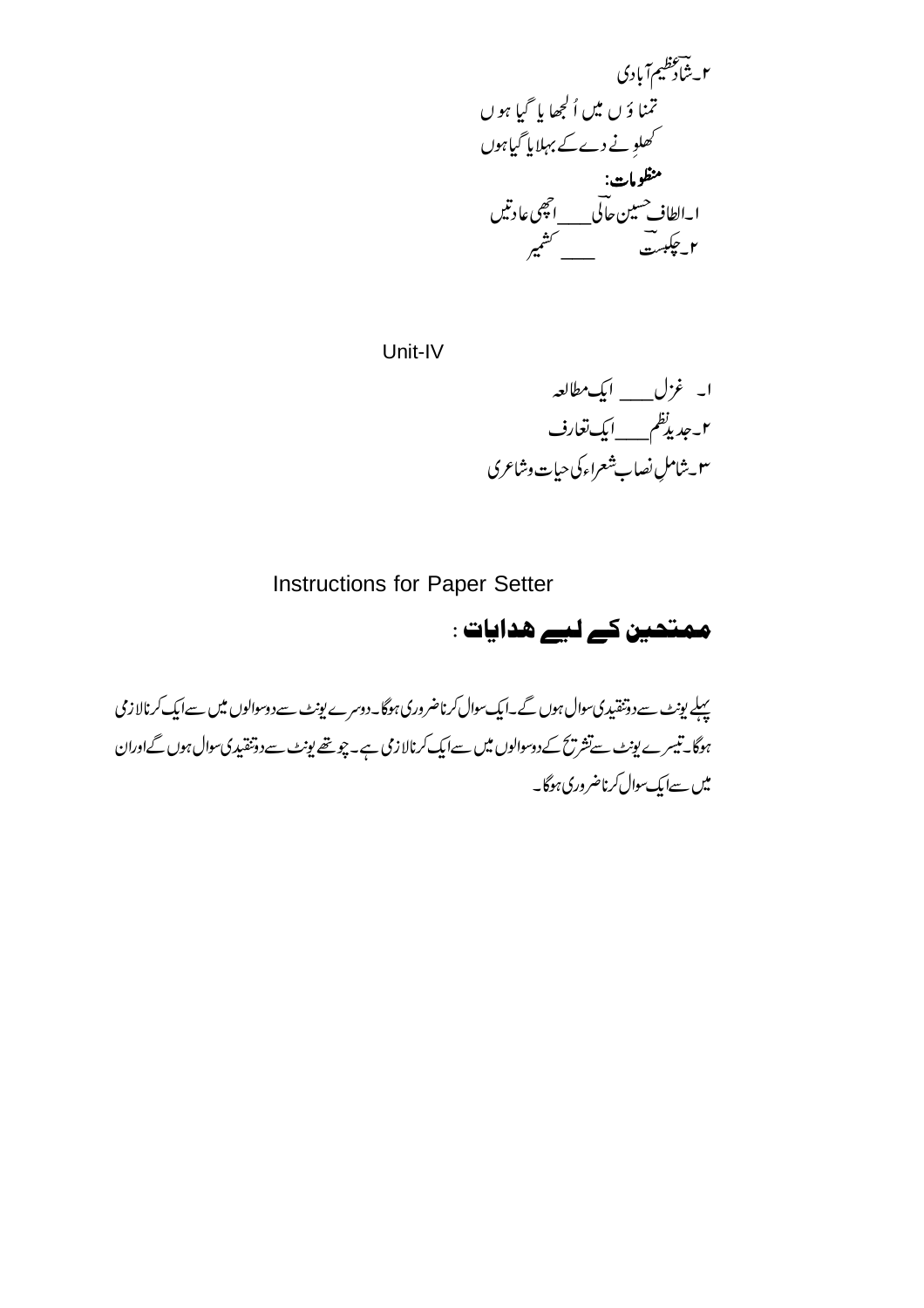۲۔شادؔ عظیم آبادی

تمناؤں میں اُلجھا یا گیا ہوں

کھلونے دے کے بہلایا گیا ہوں

**منظومات:**

ا۔الطاف حسین حالؔی ___ اچھی عادتیں

۲۔چکبستؔ ___ کشمیر

Unit-IV

ا۔ غزل ___ ایک مطالعہ

۲۔جدید نظم ___ ایک تعارف

۳۔شاملِ نصاب شعراء کی حیات وشاعری

Instructions for Paper Setter

## ممتحین کے لیے ھدایات :

پہلے یونٹ سے دو تنقیدی سوال ہوں گے۔ایک سوال کرنا ضروری ہوگا۔دوسرے یونٹ سے دو سوالوں میں سے ایک کرنا لازمی ہوگا۔تیسرے یونٹ سے تشریح کے دو سوالوں میں سے ایک کرنا لازمی ہے۔چوتھے یونٹ سے دو تنقیدی سوال ہوں گے اوران میں سے ایک سوال کرنا ضروری ہوگا۔